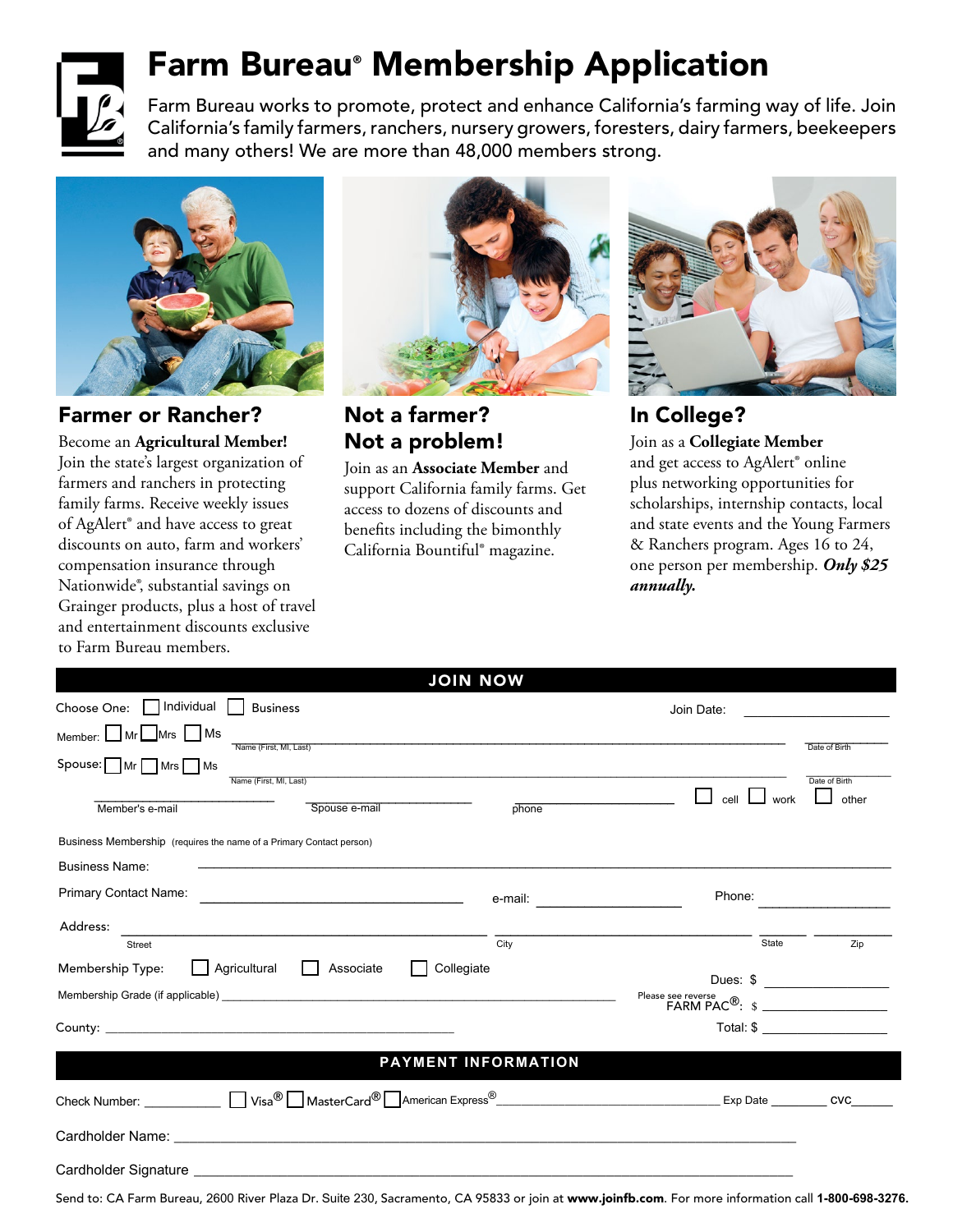# Farm Bureau® Membership Application

Farm Bureau works to promote, protect and enhance California's farming way of life. Join California's family farmers, ranchers, nursery growers, foresters, dairy farmers, beekeepers and many others! We are more than 48,000 members strong.

## Farmer or Rancher?

Become an **Agricultural Member!** Join the state's largest organization of farmers and ranchers in protecting family farms. Receive weekly issues of AgAlert® and have access to great discounts on auto, farm and workers' compensation insurance through Nationwide®, substantial savings on Grainger products, plus a host of travel and entertainment discounts exclusive to Farm Bureau members.

## Not a farmer? Not a problem!

Join as an **Associate Member** and support California family farms. Get access to dozens of discounts and benefits including the bimonthly California Bountiful® magazine.

## In College?

Join as a **Collegiate Member** and get access to AgAlert® online plus networking opportunities for scholarships, internship contacts, local and state events and the Young Farmers & Ranchers program. Ages 16 to 24, one person per membership. ***Only $25 annually.***

## JOIN NOW

Choose One: ☐ Individual ☐ Business Join Date: ____________

Member: ☐ Mr ☐ Mrs ☐ Ms ____________ Name (First, MI, Last) ____________ Date of Birth

Spouse: ☐ Mr ☐ Mrs ☐ Ms ____________ Name (First, MI, Last) ____________ Date of Birth

____________ Member's e-mail ____________ Spouse e-mail ____________ phone ☐ cell ☐ work ☐ other

Business Membership (requires the name of a Primary Contact person)

Business Name: ____________

Primary Contact Name: ____________ e-mail: ____________ Phone: ____________

Address: ____________ Street ____________ City ____________ State ____________ Zip

Membership Type: ☐ Agricultural ☐ Associate ☐ Collegiate

Dues: $ ____________

Membership Grade (if applicable) ____________

Please see reverse FARM PAC®: $ ____________

County: ____________ Total: $ ____________

## PAYMENT INFORMATION

Check Number: ____________ ☐ Visa® ☐ MasterCard® ☐ American Express® ____________ Exp Date ________ CVC______

Cardholder Name: ____________

Cardholder Signature ____________

Send to: CA Farm Bureau, 2600 River Plaza Dr. Suite 230, Sacramento, CA 95833 or join at **www.joinfb.com**. For more information call **1-800-698-3276.**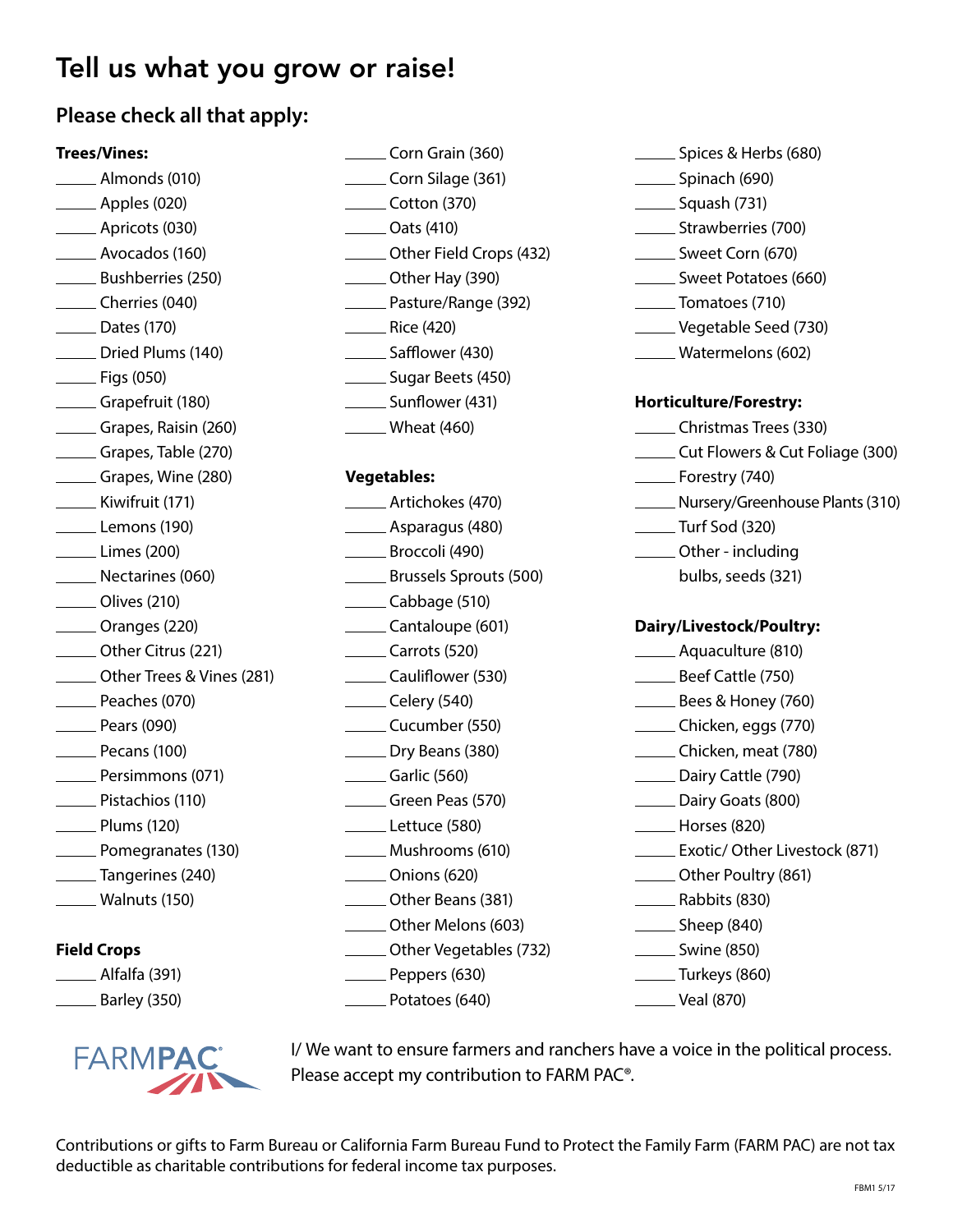# Tell us what you grow or raise!

## Please check all that apply:

**Trees/Vines:**

_____ Almonds (010)
_____ Apples (020)
_____ Apricots (030)
_____ Avocados (160)
_____ Bushberries (250)
_____ Cherries (040)
_____ Dates (170)
_____ Dried Plums (140)
_____ Figs (050)
_____ Grapefruit (180)
_____ Grapes, Raisin (260)
_____ Grapes, Table (270)
_____ Grapes, Wine (280)
_____ Kiwifruit (171)
_____ Lemons (190)
_____ Limes (200)
_____ Nectarines (060)
_____ Olives (210)
_____ Oranges (220)
_____ Other Citrus (221)
_____ Other Trees & Vines (281)
_____ Peaches (070)
_____ Pears (090)
_____ Pecans (100)
_____ Persimmons (071)
_____ Pistachios (110)
_____ Plums (120)
_____ Pomegranates (130)
_____ Tangerines (240)
_____ Walnuts (150)

**Field Crops**

_____ Alfalfa (391)
_____ Barley (350)
_____ Corn Grain (360)
_____ Corn Silage (361)
_____ Cotton (370)
_____ Oats (410)
_____ Other Field Crops (432)
_____ Other Hay (390)
_____ Pasture/Range (392)
_____ Rice (420)
_____ Safflower (430)
_____ Sugar Beets (450)
_____ Sunflower (431)
_____ Wheat (460)

**Vegetables:**

_____ Artichokes (470)
_____ Asparagus (480)
_____ Broccoli (490)
_____ Brussels Sprouts (500)
_____ Cabbage (510)
_____ Cantaloupe (601)
_____ Carrots (520)
_____ Cauliflower (530)
_____ Celery (540)
_____ Cucumber (550)
_____ Dry Beans (380)
_____ Garlic (560)
_____ Green Peas (570)
_____ Lettuce (580)
_____ Mushrooms (610)
_____ Onions (620)
_____ Other Beans (381)
_____ Other Melons (603)
_____ Other Vegetables (732)
_____ Peppers (630)
_____ Potatoes (640)
_____ Spices & Herbs (680)
_____ Spinach (690)
_____ Squash (731)
_____ Strawberries (700)
_____ Sweet Corn (670)
_____ Sweet Potatoes (660)
_____ Tomatoes (710)
_____ Vegetable Seed (730)
_____ Watermelons (602)

**Horticulture/Forestry:**

_____ Christmas Trees (330)
_____ Cut Flowers & Cut Foliage (300)
_____ Forestry (740)
_____ Nursery/Greenhouse Plants (310)
_____ Turf Sod (320)
_____ Other - including bulbs, seeds (321)

**Dairy/Livestock/Poultry:**

_____ Aquaculture (810)
_____ Beef Cattle (750)
_____ Bees & Honey (760)
_____ Chicken, eggs (770)
_____ Chicken, meat (780)
_____ Dairy Cattle (790)
_____ Dairy Goats (800)
_____ Horses (820)
_____ Exotic/ Other Livestock (871)
_____ Other Poultry (861)
_____ Rabbits (830)
_____ Sheep (840)
_____ Swine (850)
_____ Turkeys (860)
_____ Veal (870)

FARMPAC®

I/ We want to ensure farmers and ranchers have a voice in the political process. Please accept my contribution to FARM PAC®.

Contributions or gifts to Farm Bureau or California Farm Bureau Fund to Protect the Family Farm (FARM PAC) are not tax deductible as charitable contributions for federal income tax purposes.

FBM1 5/17